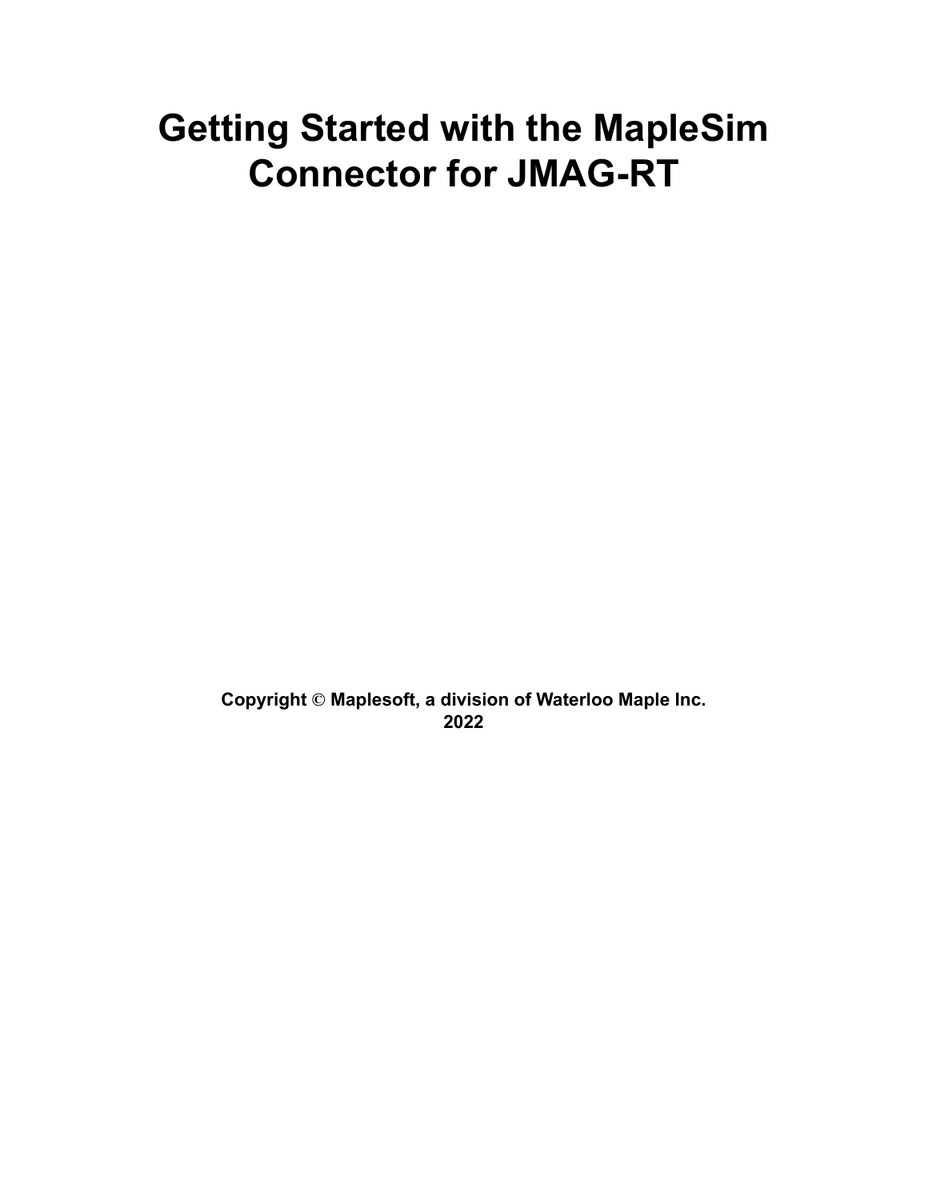# Getting Started with the MapleSim Connector for JMAG-RT

**Copyright © Maplesoft, a division of Waterloo Maple Inc. 2022**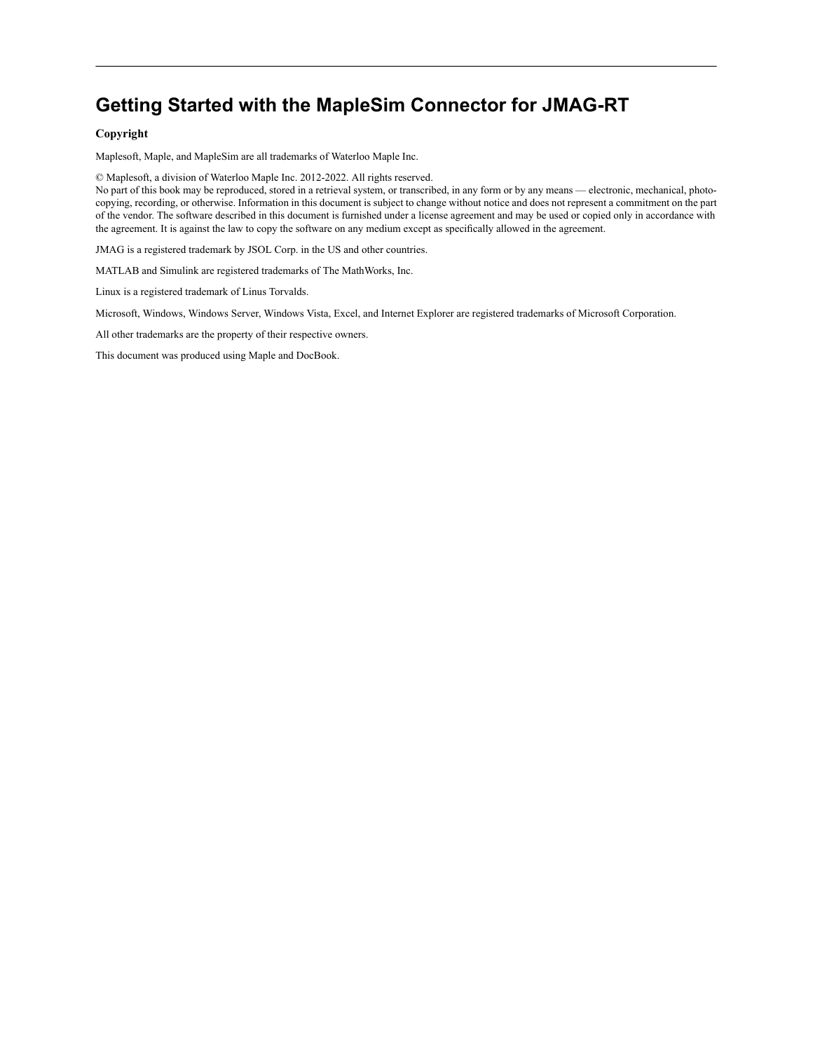# Getting Started with the MapleSim Connector for JMAG-RT

### Copyright

Maplesoft, Maple, and MapleSim are all trademarks of Waterloo Maple Inc.

© Maplesoft, a division of Waterloo Maple Inc. 2012-2022. All rights reserved.
No part of this book may be reproduced, stored in a retrieval system, or transcribed, in any form or by any means — electronic, mechanical, photocopying, recording, or otherwise. Information in this document is subject to change without notice and does not represent a commitment on the part of the vendor. The software described in this document is furnished under a license agreement and may be used or copied only in accordance with the agreement. It is against the law to copy the software on any medium except as specifically allowed in the agreement.

JMAG is a registered trademark by JSOL Corp. in the US and other countries.

MATLAB and Simulink are registered trademarks of The MathWorks, Inc.

Linux is a registered trademark of Linus Torvalds.

Microsoft, Windows, Windows Server, Windows Vista, Excel, and Internet Explorer are registered trademarks of Microsoft Corporation.

All other trademarks are the property of their respective owners.

This document was produced using Maple and DocBook.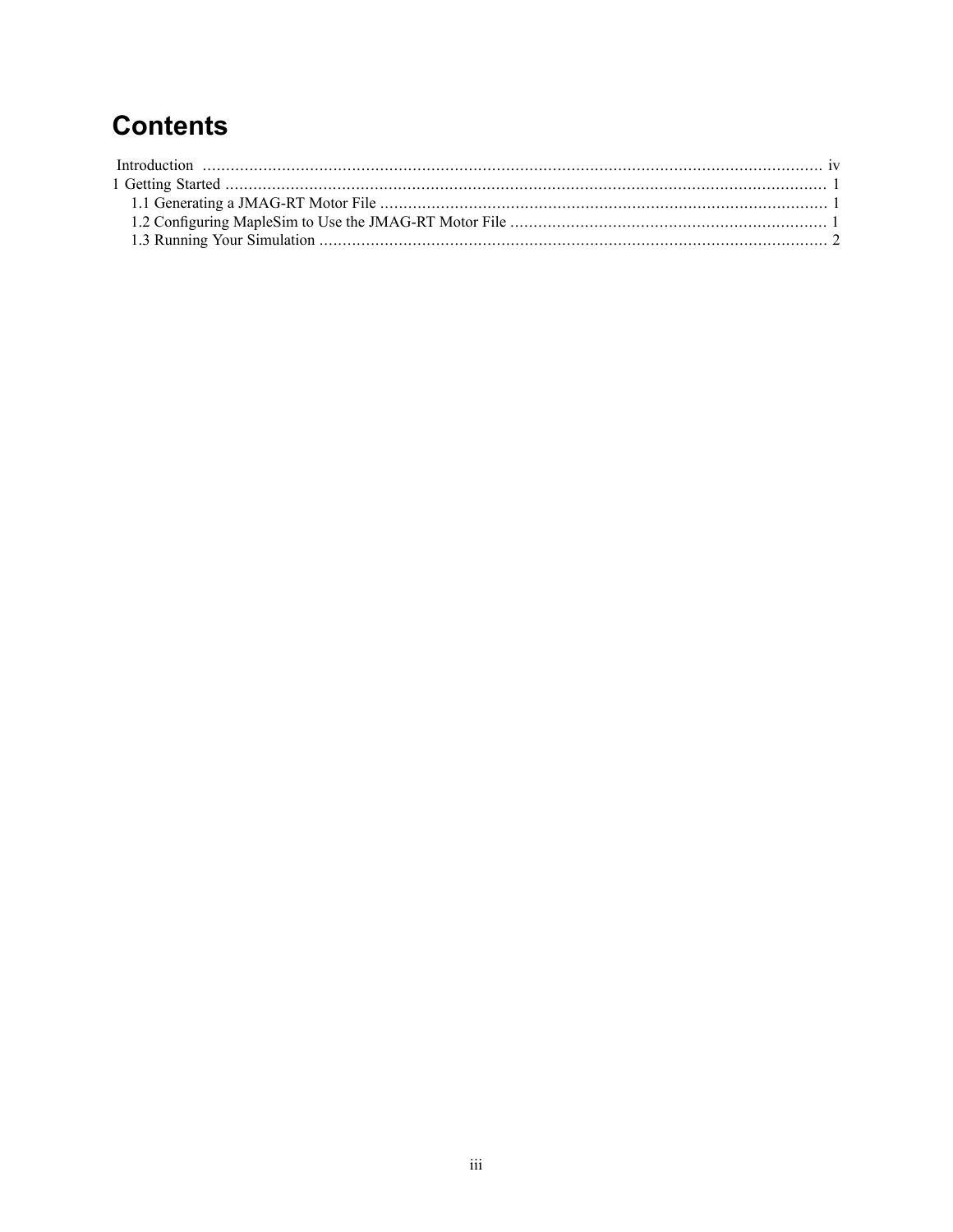# Contents

Introduction .......... iv

1 Getting Started .......... 1

- 1.1 Generating a JMAG-RT Motor File .......... 1
- 1.2 Configuring MapleSim to Use the JMAG-RT Motor File .......... 1
- 1.3 Running Your Simulation .......... 2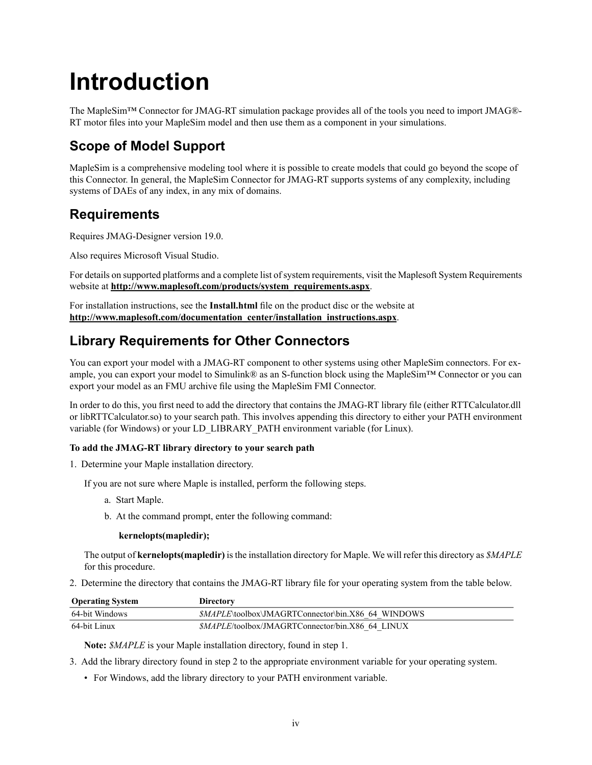# Introduction

The MapleSim™ Connector for JMAG-RT simulation package provides all of the tools you need to import JMAG®-RT motor files into your MapleSim model and then use them as a component in your simulations.

## Scope of Model Support

MapleSim is a comprehensive modeling tool where it is possible to create models that could go beyond the scope of this Connector. In general, the MapleSim Connector for JMAG-RT supports systems of any complexity, including systems of DAEs of any index, in any mix of domains.

## Requirements

Requires JMAG-Designer version 19.0.

Also requires Microsoft Visual Studio.

For details on supported platforms and a complete list of system requirements, visit the Maplesoft System Requirements website at **http://www.maplesoft.com/products/system_requirements.aspx**.

For installation instructions, see the **Install.html** file on the product disc or the website at **http://www.maplesoft.com/documentation_center/installation_instructions.aspx**.

## Library Requirements for Other Connectors

You can export your model with a JMAG-RT component to other systems using other MapleSim connectors. For example, you can export your model to Simulink® as an S-function block using the MapleSim™ Connector or you can export your model as an FMU archive file using the MapleSim FMI Connector.

In order to do this, you first need to add the directory that contains the JMAG-RT library file (either RTTCalculator.dll or libRTTCalculator.so) to your search path. This involves appending this directory to either your PATH environment variable (for Windows) or your LD_LIBRARY_PATH environment variable (for Linux).

**To add the JMAG-RT library directory to your search path**

1. Determine your Maple installation directory.

   If you are not sure where Maple is installed, perform the following steps.

   a. Start Maple.

   b. At the command prompt, enter the following command:

      **kernelopts(mapledir);**

   The output of **kernelopts(mapledir)** is the installation directory for Maple. We will refer this directory as *$MAPLE* for this procedure.

2. Determine the directory that contains the JMAG-RT library file for your operating system from the table below.

| Operating System | Directory |
|---|---|
| 64-bit Windows | *$MAPLE*\toolbox\JMAGRTConnector\bin.X86_64_WINDOWS |
| 64-bit Linux | *$MAPLE*/toolbox/JMAGRTConnector/bin.X86_64_LINUX |

   **Note:** *$MAPLE* is your Maple installation directory, found in step 1.

3. Add the library directory found in step 2 to the appropriate environment variable for your operating system.

   - For Windows, add the library directory to your PATH environment variable.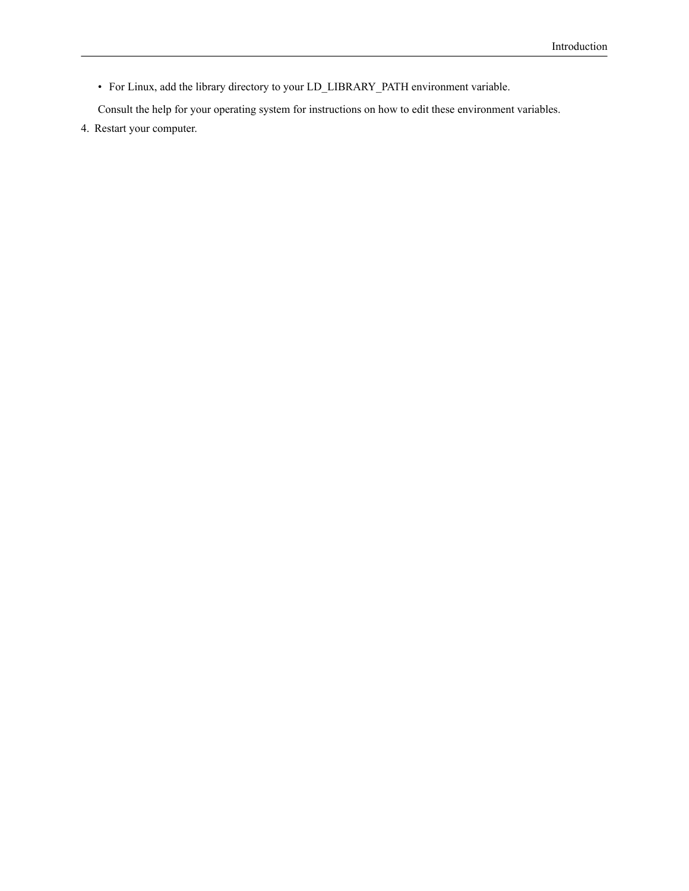- For Linux, add the library directory to your LD_LIBRARY_PATH environment variable.

  Consult the help for your operating system for instructions on how to edit these environment variables.

4. Restart your computer.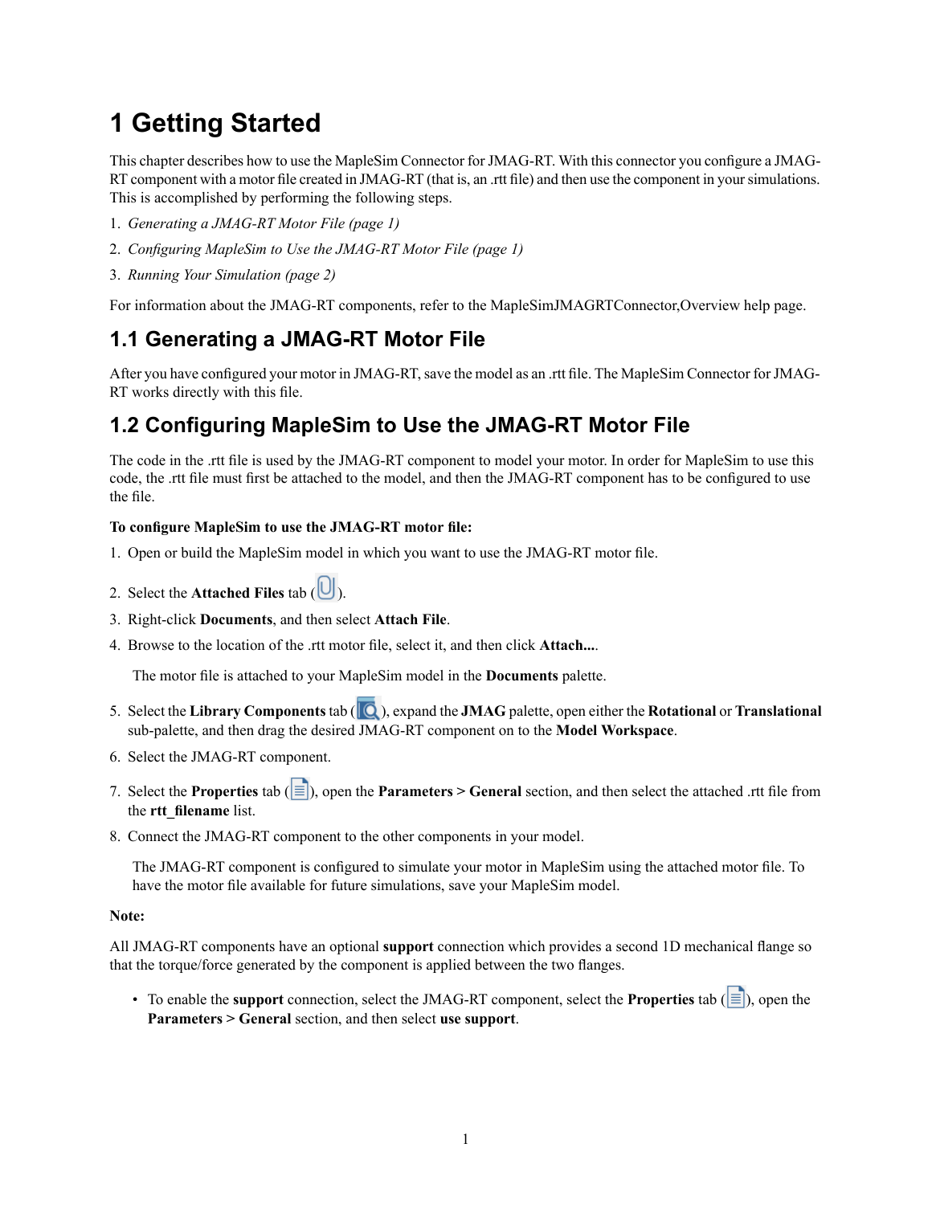# 1 Getting Started

This chapter describes how to use the MapleSim Connector for JMAG-RT. With this connector you configure a JMAG-RT component with a motor file created in JMAG-RT (that is, an .rtt file) and then use the component in your simulations. This is accomplished by performing the following steps.

1. *Generating a JMAG-RT Motor File (page 1)*
2. *Configuring MapleSim to Use the JMAG-RT Motor File (page 1)*
3. *Running Your Simulation (page 2)*

For information about the JMAG-RT components, refer to the MapleSimJMAGRTConnector,Overview help page.

## 1.1 Generating a JMAG-RT Motor File

After you have configured your motor in JMAG-RT, save the model as an .rtt file. The MapleSim Connector for JMAG-RT works directly with this file.

## 1.2 Configuring MapleSim to Use the JMAG-RT Motor File

The code in the .rtt file is used by the JMAG-RT component to model your motor. In order for MapleSim to use this code, the .rtt file must first be attached to the model, and then the JMAG-RT component has to be configured to use the file.

**To configure MapleSim to use the JMAG-RT motor file:**

1. Open or build the MapleSim model in which you want to use the JMAG-RT motor file.
2. Select the **Attached Files** tab ( ).
3. Right-click **Documents**, and then select **Attach File**.
4. Browse to the location of the .rtt motor file, select it, and then click **Attach...**.

   The motor file is attached to your MapleSim model in the **Documents** palette.

5. Select the **Library Components** tab ( ), expand the **JMAG** palette, open either the **Rotational** or **Translational** sub-palette, and then drag the desired JMAG-RT component on to the **Model Workspace**.
6. Select the JMAG-RT component.
7. Select the **Properties** tab ( ), open the **Parameters > General** section, and then select the attached .rtt file from the **rtt_filename** list.
8. Connect the JMAG-RT component to the other components in your model.

   The JMAG-RT component is configured to simulate your motor in MapleSim using the attached motor file. To have the motor file available for future simulations, save your MapleSim model.

**Note:**

All JMAG-RT components have an optional **support** connection which provides a second 1D mechanical flange so that the torque/force generated by the component is applied between the two flanges.

- To enable the **support** connection, select the JMAG-RT component, select the **Properties** tab ( ), open the **Parameters > General** section, and then select **use support**.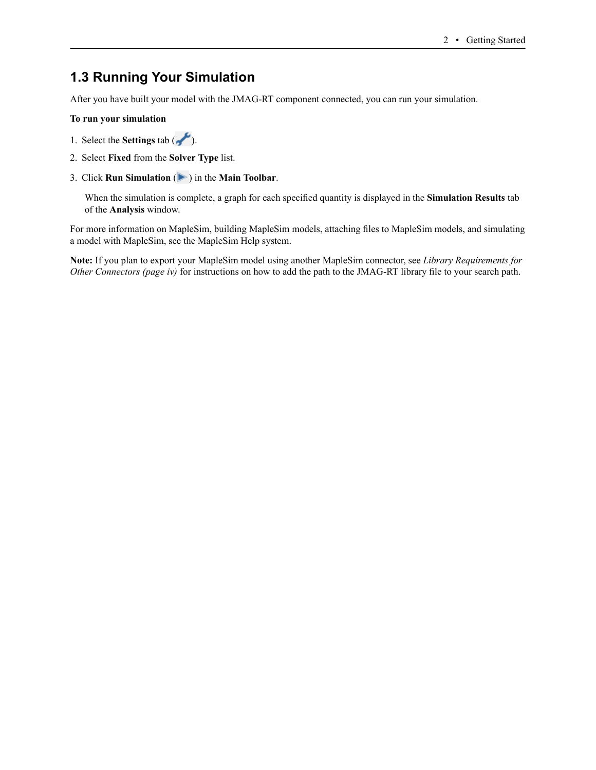## 1.3 Running Your Simulation

After you have built your model with the JMAG-RT component connected, you can run your simulation.

**To run your simulation**

1. Select the **Settings** tab ( ).
2. Select **Fixed** from the **Solver Type** list.
3. Click **Run Simulation** ( ) in the **Main Toolbar**.

   When the simulation is complete, a graph for each specified quantity is displayed in the **Simulation Results** tab of the **Analysis** window.

For more information on MapleSim, building MapleSim models, attaching files to MapleSim models, and simulating a model with MapleSim, see the MapleSim Help system.

**Note:** If you plan to export your MapleSim model using another MapleSim connector, see *Library Requirements for Other Connectors (page iv)* for instructions on how to add the path to the JMAG-RT library file to your search path.